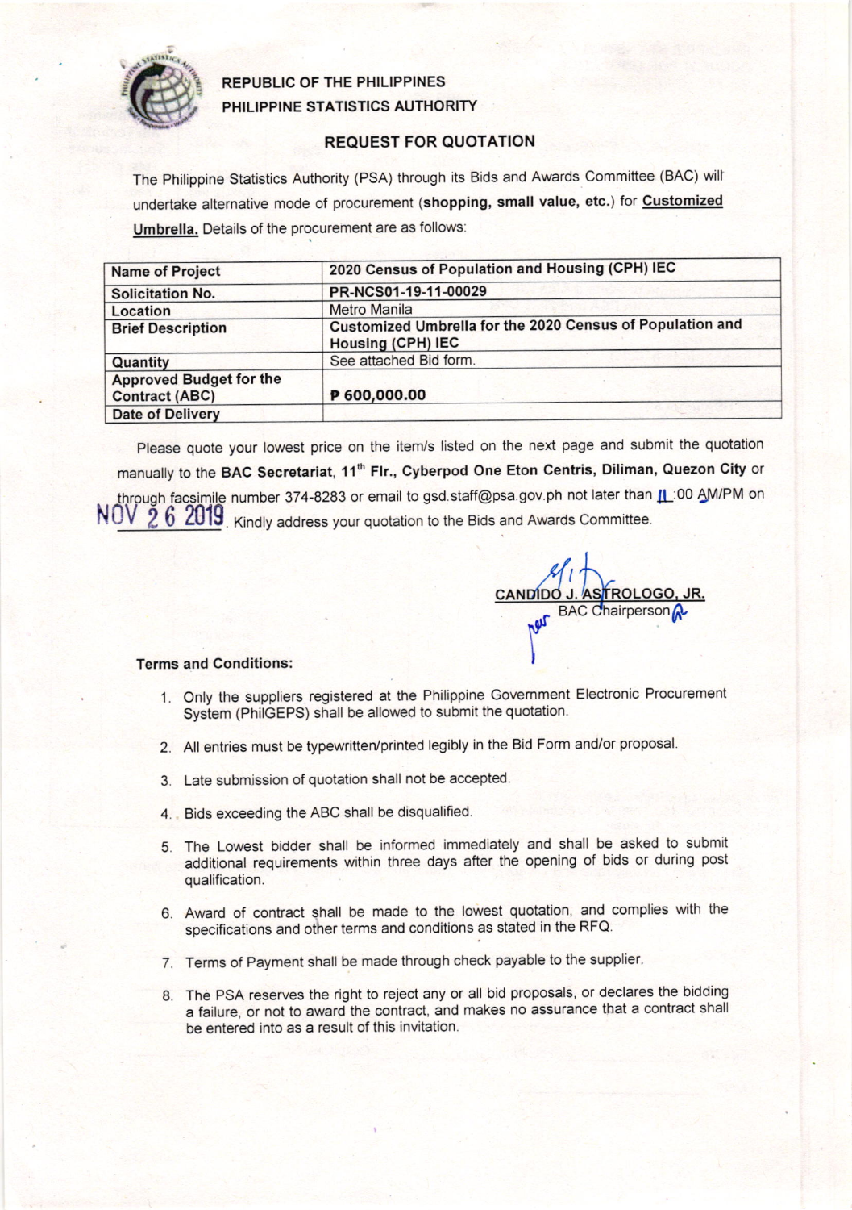REPUBLIC OF THE PHILIPPINES
PHILIPPINE STATISTICS AUTHORITY

## REQUEST FOR QUOTATION

The Philippine Statistics Authority (PSA) through its Bids and Awards Committee (BAC) will undertake alternative mode of procurement (**shopping, small value, etc.**) for **Customized Umbrella.** Details of the procurement are as follows:

| Name of Project | 2020 Census of Population and Housing (CPH) IEC |
|---|---|
| Solicitation No. | PR-NCS01-19-11-00029 |
| Location | Metro Manila |
| Brief Description | Customized Umbrella for the 2020 Census of Population and Housing (CPH) IEC |
| Quantity | See attached Bid form. |
| Approved Budget for the Contract (ABC) | ₱ 600,000.00 |
| Date of Delivery | |

Please quote your lowest price on the item/s listed on the next page and submit the quotation manually to the **BAC Secretariat, 11th Flr., Cyberpod One Eton Centris, Diliman, Quezon City** or through facsimile number 374-8283 or email to gsd.staff@psa.gov.ph not later than 11:00 AM/PM on NOV 26 2019. Kindly address your quotation to the Bids and Awards Committee.

CANDIDO J. ASTROLOGO, JR.
BAC Chairperson

**Terms and Conditions:**

1. Only the suppliers registered at the Philippine Government Electronic Procurement System (PhilGEPS) shall be allowed to submit the quotation.
2. All entries must be typewritten/printed legibly in the Bid Form and/or proposal.
3. Late submission of quotation shall not be accepted.
4. Bids exceeding the ABC shall be disqualified.
5. The Lowest bidder shall be informed immediately and shall be asked to submit additional requirements within three days after the opening of bids or during post qualification.
6. Award of contract shall be made to the lowest quotation, and complies with the specifications and other terms and conditions as stated in the RFQ.
7. Terms of Payment shall be made through check payable to the supplier.
8. The PSA reserves the right to reject any or all bid proposals, or declares the bidding a failure, or not to award the contract, and makes no assurance that a contract shall be entered into as a result of this invitation.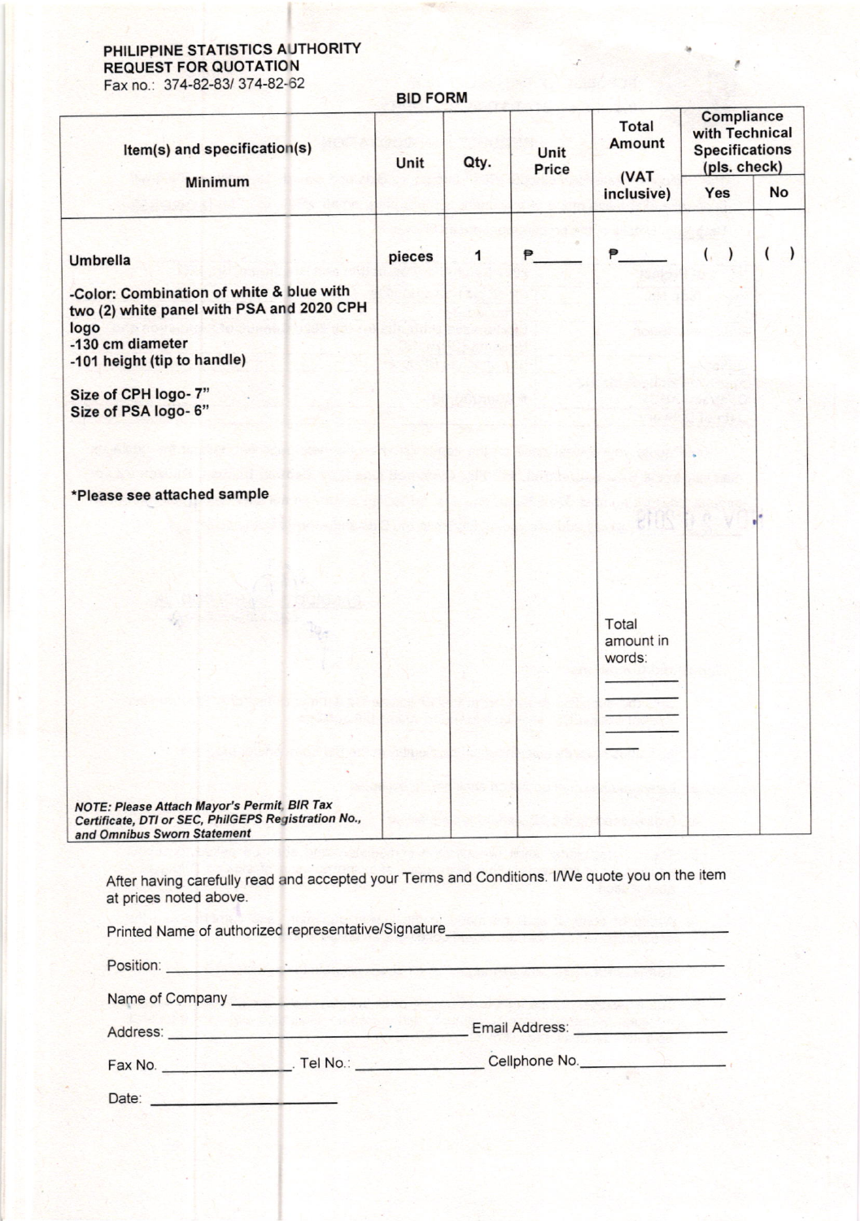**PHILIPPINE STATISTICS AUTHORITY**
**REQUEST FOR QUOTATION**
Fax no.: 374-82-83/ 374-82-62

**BID FORM**

| Item(s) and specification(s) Minimum | Unit | Qty. | Unit Price | Total Amount (VAT inclusive) | Compliance with Technical Specifications (pls. check) | |
|---|---|---|---|---|---|---|
| | | | | | Yes | No |
| **Umbrella**<br><br>**-Color: Combination of white & blue with two (2) white panel with PSA and 2020 CPH logo**<br>**-130 cm diameter**<br>**-101 height (tip to handle)**<br><br>**Size of CPH logo- 7"**<br>**Size of PSA logo- 6"**<br><br>**\*Please see attached sample** | pieces | 1 | ₱______ | ₱______ | ( ) | ( ) |
| ***NOTE: Please Attach Mayor's Permit, BIR Tax Certificate, DTI or SEC, PhilGEPS Registration No., and Omnibus Sworn Statement*** | | | | Total amount in words: ____________ | | |

After having carefully read and accepted your Terms and Conditions. I/We quote you on the item at prices noted above.

Printed Name of authorized representative/Signature______________________

Position: ______________________

Name of Company ______________________

Address: ______________________ Email Address: ______________________

Fax No. ______________ Tel No.: ______________ Cellphone No. ______________

Date: ______________________